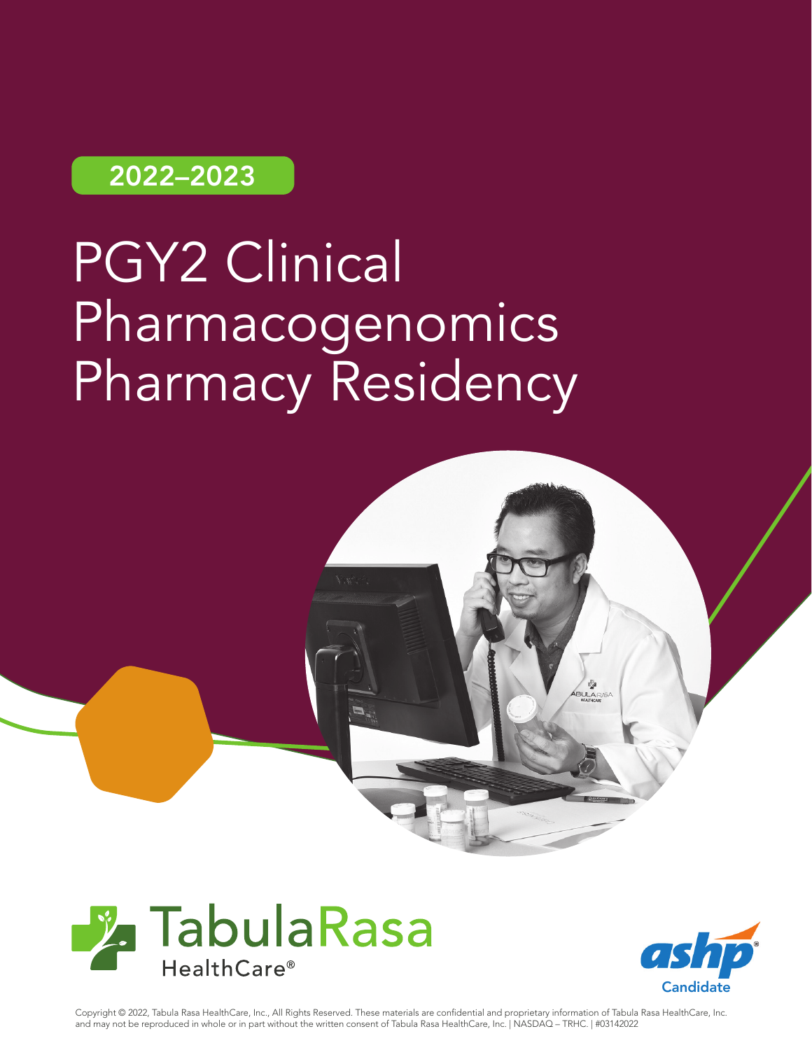2022–2023

# PGY2 Clinical Pharmacogenomics Pharmacy Residency

TabulaRasa HealthCare®

ashp® Candidate

Copyright © 2022, Tabula Rasa HealthCare, Inc., All Rights Reserved. These materials are confidential and proprietary information of Tabula Rasa HealthCare, Inc. and may not be reproduced in whole or in part without the written consent of Tabula Rasa HealthCare, Inc. | NASDAQ – TRHC. | #03142022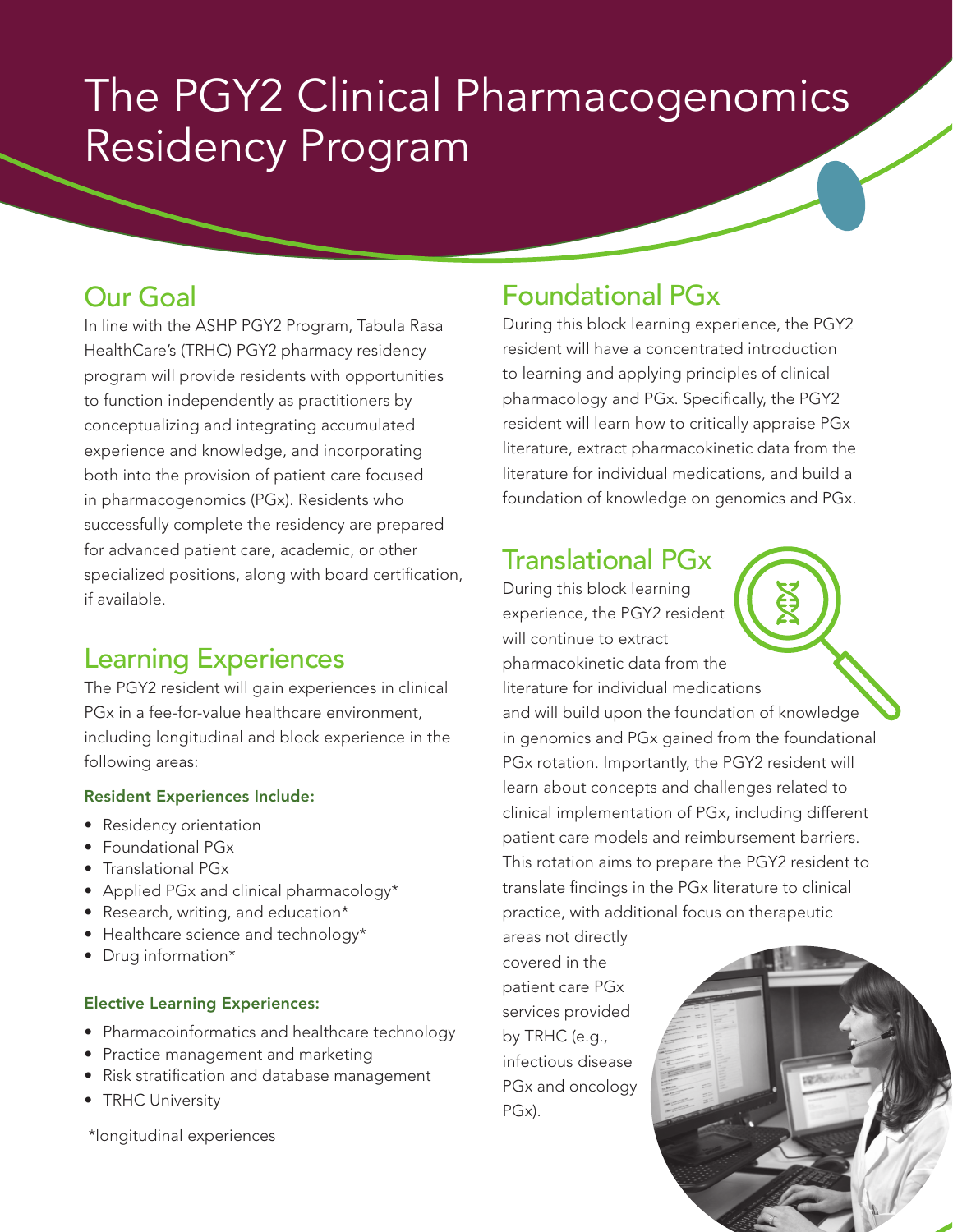# The PGY2 Clinical Pharmacogenomics Residency Program

## Our Goal

In line with the ASHP PGY2 Program, Tabula Rasa HealthCare's (TRHC) PGY2 pharmacy residency program will provide residents with opportunities to function independently as practitioners by conceptualizing and integrating accumulated experience and knowledge, and incorporating both into the provision of patient care focused in pharmacogenomics (PGx). Residents who successfully complete the residency are prepared for advanced patient care, academic, or other specialized positions, along with board certification, if available.

## Learning Experiences

The PGY2 resident will gain experiences in clinical PGx in a fee-for-value healthcare environment, including longitudinal and block experience in the following areas:

### Resident Experiences Include:

- Residency orientation
- Foundational PGx
- Translational PGx
- Applied PGx and clinical pharmacology*
- Research, writing, and education*
- Healthcare science and technology*
- Drug information*

### Elective Learning Experiences:

- Pharmacoinformatics and healthcare technology
- Practice management and marketing
- Risk stratification and database management
- TRHC University

*longitudinal experiences

## Foundational PGx

During this block learning experience, the PGY2 resident will have a concentrated introduction to learning and applying principles of clinical pharmacology and PGx. Specifically, the PGY2 resident will learn how to critically appraise PGx literature, extract pharmacokinetic data from the literature for individual medications, and build a foundation of knowledge on genomics and PGx.

## Translational PGx

During this block learning experience, the PGY2 resident will continue to extract pharmacokinetic data from the literature for individual medications and will build upon the foundation of knowledge in genomics and PGx gained from the foundational PGx rotation. Importantly, the PGY2 resident will learn about concepts and challenges related to clinical implementation of PGx, including different patient care models and reimbursement barriers. This rotation aims to prepare the PGY2 resident to translate findings in the PGx literature to clinical practice, with additional focus on therapeutic areas not directly covered in the patient care PGx services provided by TRHC (e.g., infectious disease PGx and oncology PGx).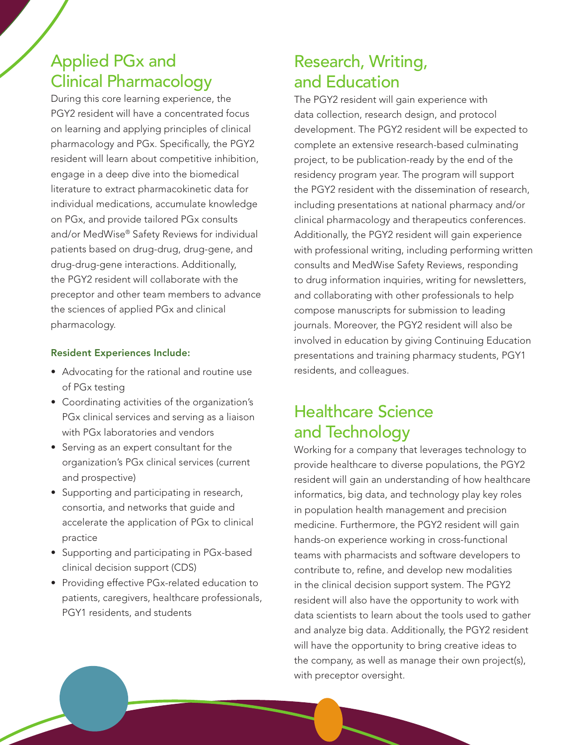## Applied PGx and Clinical Pharmacology

During this core learning experience, the PGY2 resident will have a concentrated focus on learning and applying principles of clinical pharmacology and PGx. Specifically, the PGY2 resident will learn about competitive inhibition, engage in a deep dive into the biomedical literature to extract pharmacokinetic data for individual medications, accumulate knowledge on PGx, and provide tailored PGx consults and/or MedWise® Safety Reviews for individual patients based on drug-drug, drug-gene, and drug-drug-gene interactions. Additionally, the PGY2 resident will collaborate with the preceptor and other team members to advance the sciences of applied PGx and clinical pharmacology.

**Resident Experiences Include:**

- Advocating for the rational and routine use of PGx testing
- Coordinating activities of the organization's PGx clinical services and serving as a liaison with PGx laboratories and vendors
- Serving as an expert consultant for the organization's PGx clinical services (current and prospective)
- Supporting and participating in research, consortia, and networks that guide and accelerate the application of PGx to clinical practice
- Supporting and participating in PGx-based clinical decision support (CDS)
- Providing effective PGx-related education to patients, caregivers, healthcare professionals, PGY1 residents, and students

## Research, Writing, and Education

The PGY2 resident will gain experience with data collection, research design, and protocol development. The PGY2 resident will be expected to complete an extensive research-based culminating project, to be publication-ready by the end of the residency program year. The program will support the PGY2 resident with the dissemination of research, including presentations at national pharmacy and/or clinical pharmacology and therapeutics conferences. Additionally, the PGY2 resident will gain experience with professional writing, including performing written consults and MedWise Safety Reviews, responding to drug information inquiries, writing for newsletters, and collaborating with other professionals to help compose manuscripts for submission to leading journals. Moreover, the PGY2 resident will also be involved in education by giving Continuing Education presentations and training pharmacy students, PGY1 residents, and colleagues.

## Healthcare Science and Technology

Working for a company that leverages technology to provide healthcare to diverse populations, the PGY2 resident will gain an understanding of how healthcare informatics, big data, and technology play key roles in population health management and precision medicine. Furthermore, the PGY2 resident will gain hands-on experience working in cross-functional teams with pharmacists and software developers to contribute to, refine, and develop new modalities in the clinical decision support system. The PGY2 resident will also have the opportunity to work with data scientists to learn about the tools used to gather and analyze big data. Additionally, the PGY2 resident will have the opportunity to bring creative ideas to the company, as well as manage their own project(s), with preceptor oversight.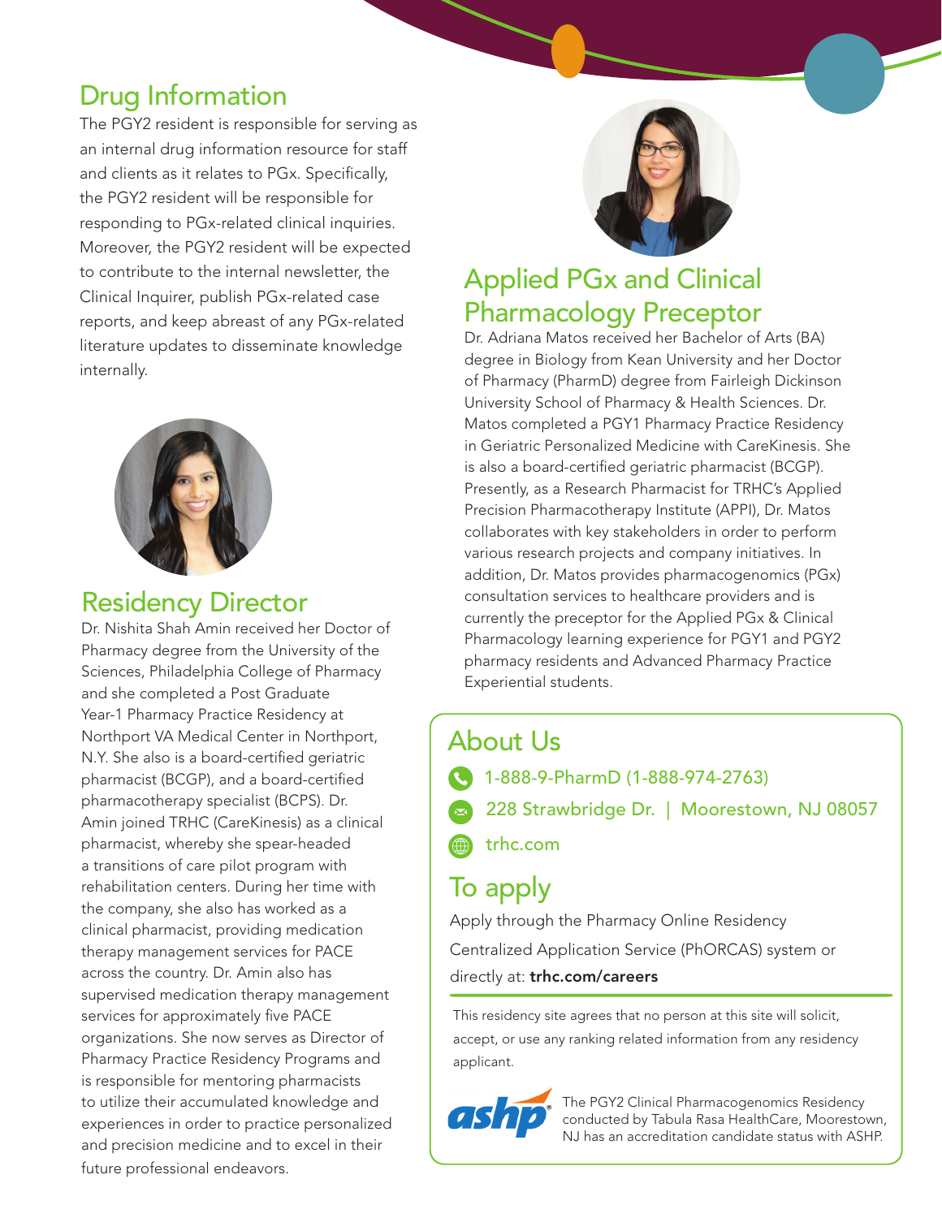## Drug Information

The PGY2 resident is responsible for serving as an internal drug information resource for staff and clients as it relates to PGx. Specifically, the PGY2 resident will be responsible for responding to PGx-related clinical inquiries. Moreover, the PGY2 resident will be expected to contribute to the internal newsletter, the Clinical Inquirer, publish PGx-related case reports, and keep abreast of any PGx-related literature updates to disseminate knowledge internally.

## Residency Director

Dr. Nishita Shah Amin received her Doctor of Pharmacy degree from the University of the Sciences, Philadelphia College of Pharmacy and she completed a Post Graduate Year-1 Pharmacy Practice Residency at Northport VA Medical Center in Northport, N.Y. She also is a board-certified geriatric pharmacist (BCGP), and a board-certified pharmacotherapy specialist (BCPS). Dr. Amin joined TRHC (CareKinesis) as a clinical pharmacist, whereby she spear-headed a transitions of care pilot program with rehabilitation centers. During her time with the company, she also has worked as a clinical pharmacist, providing medication therapy management services for PACE across the country. Dr. Amin also has supervised medication therapy management services for approximately five PACE organizations. She now serves as Director of Pharmacy Practice Residency Programs and is responsible for mentoring pharmacists to utilize their accumulated knowledge and experiences in order to practice personalized and precision medicine and to excel in their future professional endeavors.

## Applied PGx and Clinical Pharmacology Preceptor

Dr. Adriana Matos received her Bachelor of Arts (BA) degree in Biology from Kean University and her Doctor of Pharmacy (PharmD) degree from Fairleigh Dickinson University School of Pharmacy & Health Sciences. Dr. Matos completed a PGY1 Pharmacy Practice Residency in Geriatric Personalized Medicine with CareKinesis. She is also a board-certified geriatric pharmacist (BCGP). Presently, as a Research Pharmacist for TRHC's Applied Precision Pharmacotherapy Institute (APPI), Dr. Matos collaborates with key stakeholders in order to perform various research projects and company initiatives. In addition, Dr. Matos provides pharmacogenomics (PGx) consultation services to healthcare providers and is currently the preceptor for the Applied PGx & Clinical Pharmacology learning experience for PGY1 and PGY2 pharmacy residents and Advanced Pharmacy Practice Experiential students.

## About Us

1-888-9-PharmD (1-888-974-2763)

228 Strawbridge Dr. | Moorestown, NJ 08057

trhc.com

## To apply

Apply through the Pharmacy Online Residency Centralized Application Service (PhORCAS) system or directly at: **trhc.com/careers**

This residency site agrees that no person at this site will solicit, accept, or use any ranking related information from any residency applicant.

The PGY2 Clinical Pharmacogenomics Residency conducted by Tabula Rasa HealthCare, Moorestown, NJ has an accreditation candidate status with ASHP.